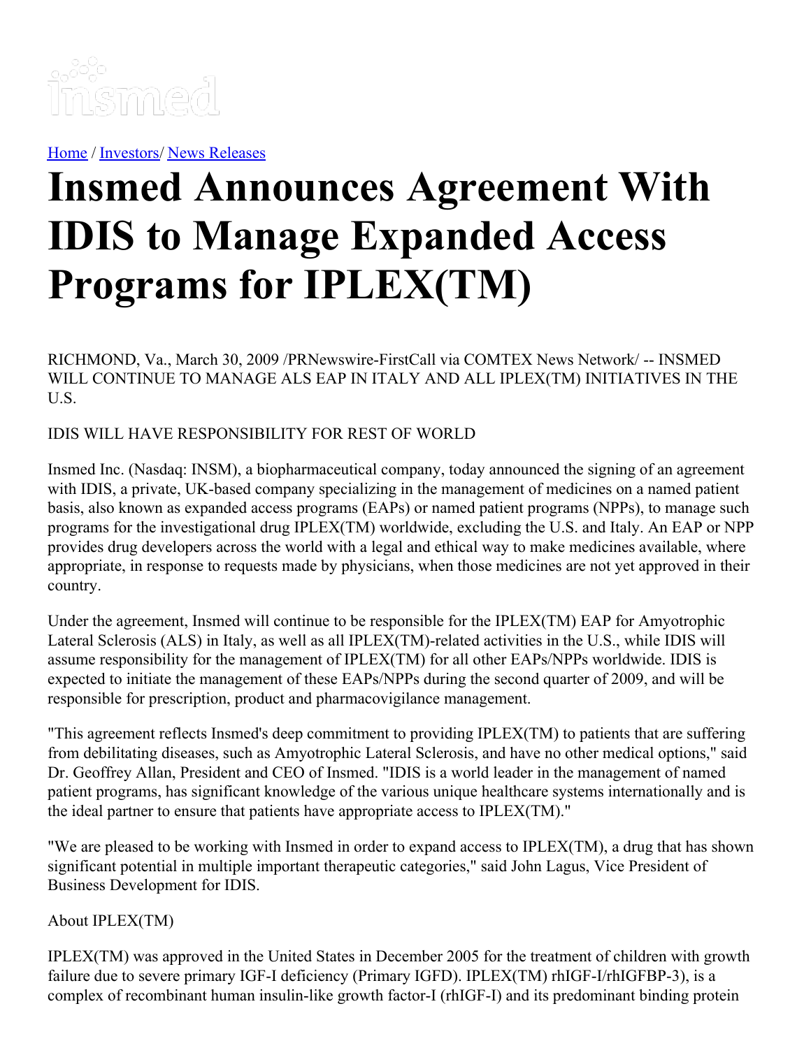Home / Investors/ News Releases

# Insmed Announces Agreement With IDIS to Manage Expanded Access Programs for IPLEX(TM)

RICHMOND, Va., March 30, 2009 /PRNewswire-FirstCall via COMTEX News Network/ -- INSMED WILL CONTINUE TO MANAGE ALS EAP IN ITALY AND ALL IPLEX(TM) INITIATIVES IN THE U.S.

IDIS WILL HAVE RESPONSIBILITY FOR REST OF WORLD

Insmed Inc. (Nasdaq: INSM), a biopharmaceutical company, today announced the signing of an agreement with IDIS, a private, UK-based company specializing in the management of medicines on a named patient basis, also known as expanded access programs (EAPs) or named patient programs (NPPs), to manage such programs for the investigational drug IPLEX(TM) worldwide, excluding the U.S. and Italy. An EAP or NPP provides drug developers across the world with a legal and ethical way to make medicines available, where appropriate, in response to requests made by physicians, when those medicines are not yet approved in their country.

Under the agreement, Insmed will continue to be responsible for the IPLEX(TM) EAP for Amyotrophic Lateral Sclerosis (ALS) in Italy, as well as all IPLEX(TM)-related activities in the U.S., while IDIS will assume responsibility for the management of IPLEX(TM) for all other EAPs/NPPs worldwide. IDIS is expected to initiate the management of these EAPs/NPPs during the second quarter of 2009, and will be responsible for prescription, product and pharmacovigilance management.

"This agreement reflects Insmed's deep commitment to providing IPLEX(TM) to patients that are suffering from debilitating diseases, such as Amyotrophic Lateral Sclerosis, and have no other medical options," said Dr. Geoffrey Allan, President and CEO of Insmed. "IDIS is a world leader in the management of named patient programs, has significant knowledge of the various unique healthcare systems internationally and is the ideal partner to ensure that patients have appropriate access to IPLEX(TM)."

"We are pleased to be working with Insmed in order to expand access to IPLEX(TM), a drug that has shown significant potential in multiple important therapeutic categories," said John Lagus, Vice President of Business Development for IDIS.

About IPLEX(TM)

IPLEX(TM) was approved in the United States in December 2005 for the treatment of children with growth failure due to severe primary IGF-I deficiency (Primary IGFD). IPLEX(TM) rhIGF-I/rhIGFBP-3), is a complex of recombinant human insulin-like growth factor-I (rhIGF-I) and its predominant binding protein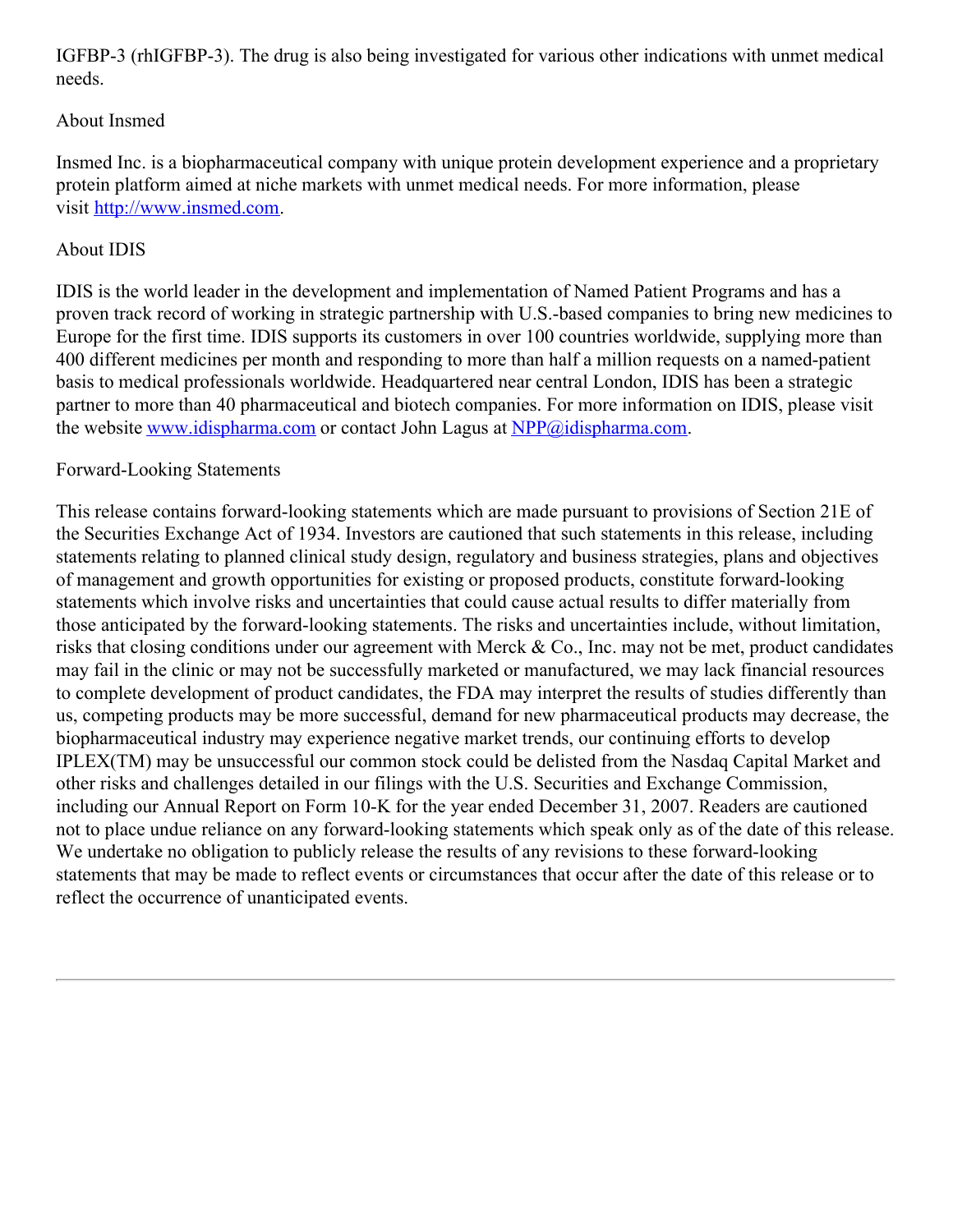IGFBP-3 (rhIGFBP-3). The drug is also being investigated for various other indications with unmet medical needs.

About Insmed

Insmed Inc. is a biopharmaceutical company with unique protein development experience and a proprietary protein platform aimed at niche markets with unmet medical needs. For more information, please visit [http://www.insmed.com](http://www.insmed.com).

About IDIS

IDIS is the world leader in the development and implementation of Named Patient Programs and has a proven track record of working in strategic partnership with U.S.-based companies to bring new medicines to Europe for the first time. IDIS supports its customers in over 100 countries worldwide, supplying more than 400 different medicines per month and responding to more than half a million requests on a named-patient basis to medical professionals worldwide. Headquartered near central London, IDIS has been a strategic partner to more than 40 pharmaceutical and biotech companies. For more information on IDIS, please visit the website [www.idispharma.com](http://www.idispharma.com) or contact John Lagus at [NPP@idispharma.com](mailto:NPP@idispharma.com).

Forward-Looking Statements

This release contains forward-looking statements which are made pursuant to provisions of Section 21E of the Securities Exchange Act of 1934. Investors are cautioned that such statements in this release, including statements relating to planned clinical study design, regulatory and business strategies, plans and objectives of management and growth opportunities for existing or proposed products, constitute forward-looking statements which involve risks and uncertainties that could cause actual results to differ materially from those anticipated by the forward-looking statements. The risks and uncertainties include, without limitation, risks that closing conditions under our agreement with Merck & Co., Inc. may not be met, product candidates may fail in the clinic or may not be successfully marketed or manufactured, we may lack financial resources to complete development of product candidates, the FDA may interpret the results of studies differently than us, competing products may be more successful, demand for new pharmaceutical products may decrease, the biopharmaceutical industry may experience negative market trends, our continuing efforts to develop IPLEX(TM) may be unsuccessful our common stock could be delisted from the Nasdaq Capital Market and other risks and challenges detailed in our filings with the U.S. Securities and Exchange Commission, including our Annual Report on Form 10-K for the year ended December 31, 2007. Readers are cautioned not to place undue reliance on any forward-looking statements which speak only as of the date of this release. We undertake no obligation to publicly release the results of any revisions to these forward-looking statements that may be made to reflect events or circumstances that occur after the date of this release or to reflect the occurrence of unanticipated events.